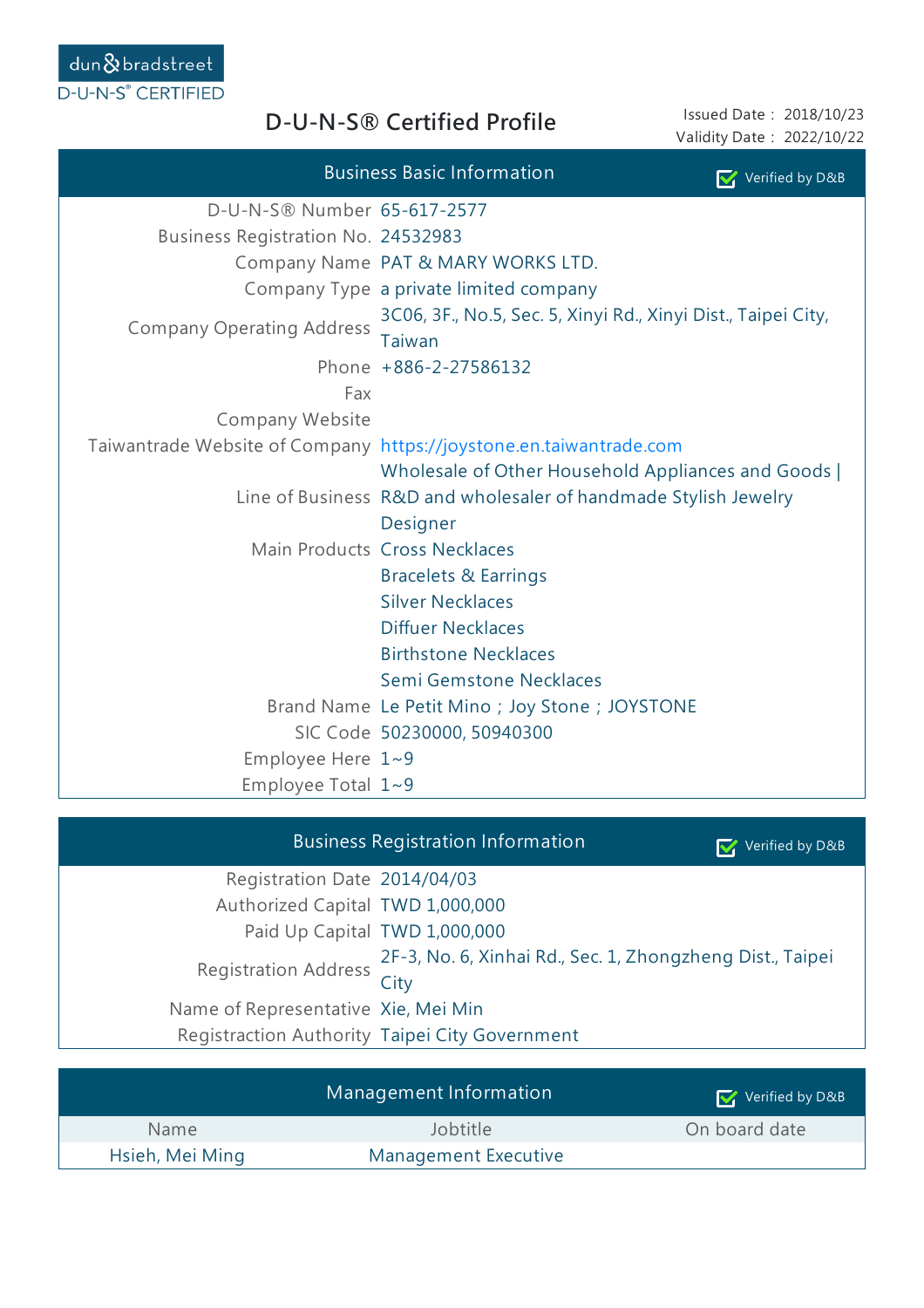dun & bradstreet
D-U-N-S® CERTIFIED

# D-U-N-S® Certified Profile

Issued Date : 2018/10/23
Validity Date : 2022/10/22

## Business Basic Information

Verified by D&B

| | |
|---|---|
| D-U-N-S® Number | 65-617-2577 |
| Business Registration No. | 24532983 |
| Company Name | PAT & MARY WORKS LTD. |
| Company Type | a private limited company |
| Company Operating Address | 3C06, 3F., No.5, Sec. 5, Xinyi Rd., Xinyi Dist., Taipei City, Taiwan |
| Phone | +886-2-27586132 |
| Fax | |
| Company Website | |
| Taiwantrade Website of Company | https://joystone.en.taiwantrade.com |
| Line of Business | Wholesale of Other Household Appliances and Goods \| R&D and wholesaler of handmade Stylish Jewelry Designer |
| Main Products | Cross Necklaces<br>Bracelets & Earrings<br>Silver Necklaces<br>Diffuer Necklaces<br>Birthstone Necklaces<br>Semi Gemstone Necklaces |
| Brand Name | Le Petit Mino；Joy Stone；JOYSTONE |
| SIC Code | 50230000, 50940300 |
| Employee Here | 1~9 |
| Employee Total | 1~9 |

## Business Registration Information

Verified by D&B

| | |
|---|---|
| Registration Date | 2014/04/03 |
| Authorized Capital | TWD 1,000,000 |
| Paid Up Capital | TWD 1,000,000 |
| Registration Address | 2F-3, No. 6, Xinhai Rd., Sec. 1, Zhongzheng Dist., Taipei City |
| Name of Representative | Xie, Mei Min |
| Registraction Authority | Taipei City Government |

## Management Information

Verified by D&B

| Name | Jobtitle | On board date |
|---|---|---|
| Hsieh, Mei Ming | Management Executive | |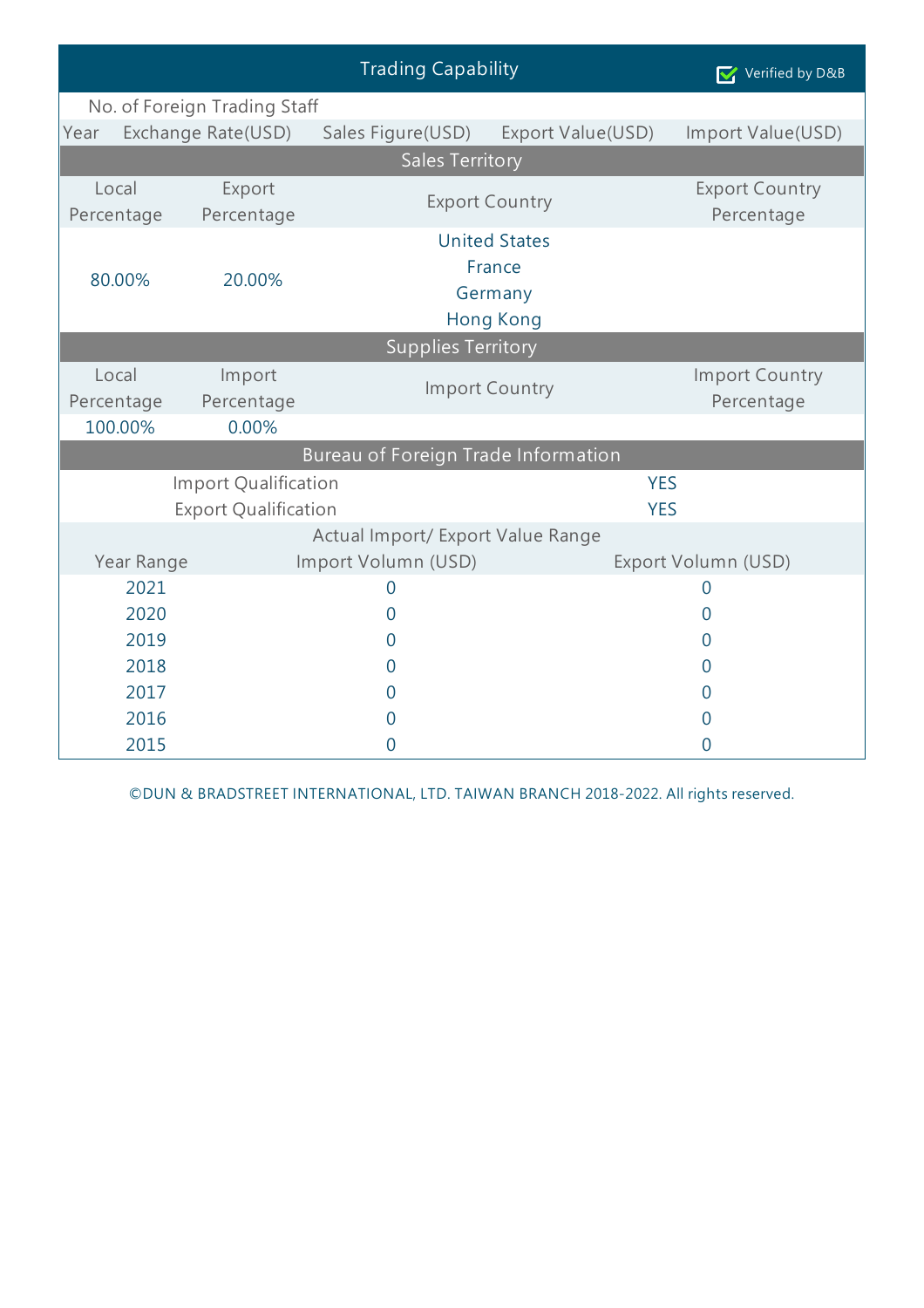## Trading Capability

Verified by D&B

No. of Foreign Trading Staff

| Year | Exchange Rate(USD) | Sales Figure(USD) | Export Value(USD) | Import Value(USD) |
|---|---|---|---|---|

### Sales Territory

| Local Percentage | Export Percentage | Export Country | Export Country Percentage |
|---|---|---|---|
| 80.00% | 20.00% | United States<br>France<br>Germany<br>Hong Kong | |

### Supplies Territory

| Local Percentage | Import Percentage | Import Country | Import Country Percentage |
|---|---|---|---|
| 100.00% | 0.00% | | |

### Bureau of Foreign Trade Information

| | |
|---|---|
| Import Qualification | YES |
| Export Qualification | YES |

Actual Import/ Export Value Range

| Year Range | Import Volumn (USD) | Export Volumn (USD) |
|---|---|---|
| 2021 | 0 | 0 |
| 2020 | 0 | 0 |
| 2019 | 0 | 0 |
| 2018 | 0 | 0 |
| 2017 | 0 | 0 |
| 2016 | 0 | 0 |
| 2015 | 0 | 0 |

©DUN & BRADSTREET INTERNATIONAL, LTD. TAIWAN BRANCH 2018-2022. All rights reserved.